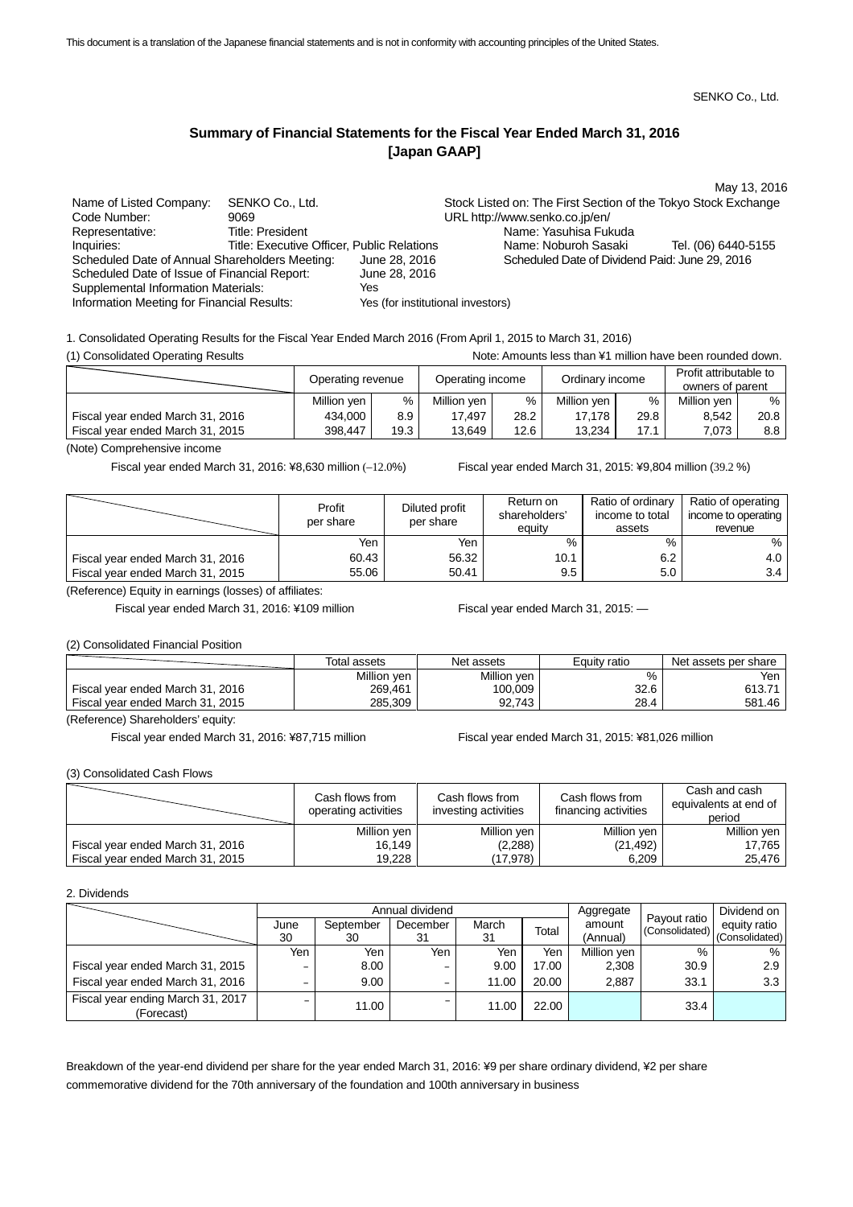This document is a translation of the Japanese financial statements and is not in conformity with accounting principles of the United States.

SENKO Co., Ltd.

## Summary of Financial Statements for the Fiscal Year Ended March 31, 2016 [Japan GAAP]

May 13, 2016

Name of Listed Company: SENKO Co., Ltd.
Stock Listed on: The First Section of the Tokyo Stock Exchange
Code Number: 9069
URL http://www.senko.co.jp/en/
Representative: Title: President — Name: Yasuhisa Fukuda
Inquiries: Title: Executive Officer, Public Relations — Name: Noburoh Sasaki — Tel. (06) 6440-5155
Scheduled Date of Annual Shareholders Meeting: June 28, 2016
Scheduled Date of Dividend Paid: June 29, 2016
Scheduled Date of Issue of Financial Report: June 28, 2016
Supplemental Information Materials: Yes
Information Meeting for Financial Results: Yes (for institutional investors)

1. Consolidated Operating Results for the Fiscal Year Ended March 2016 (From April 1, 2015 to March 31, 2016)

(1) Consolidated Operating Results

Note: Amounts less than ¥1 million have been rounded down.

| | Operating revenue | | Operating income | | Ordinary income | | Profit attributable to owners of parent | |
|---|---|---|---|---|---|---|---|---|
| | Million yen | % | Million yen | % | Million yen | % | Million yen | % |
| Fiscal year ended March 31, 2016 | 434,000 | 8.9 | 17,497 | 28.2 | 17,178 | 29.8 | 8,542 | 20.8 |
| Fiscal year ended March 31, 2015 | 398,447 | 19.3 | 13,649 | 12.6 | 13,234 | 17.1 | 7,073 | 8.8 |

(Note) Comprehensive income

Fiscal year ended March 31, 2016: ¥8,630 million (–12.0%) Fiscal year ended March 31, 2015: ¥9,804 million (39.2 %)

| | Profit per share | Diluted profit per share | Return on shareholders' equity | Ratio of ordinary income to total assets | Ratio of operating income to operating revenue |
|---|---|---|---|---|---|
| | Yen | Yen | % | % | % |
| Fiscal year ended March 31, 2016 | 60.43 | 56.32 | 10.1 | 6.2 | 4.0 |
| Fiscal year ended March 31, 2015 | 55.06 | 50.41 | 9.5 | 5.0 | 3.4 |

(Reference) Equity in earnings (losses) of affiliates:

Fiscal year ended March 31, 2016: ¥109 million Fiscal year ended March 31, 2015: —

(2) Consolidated Financial Position

| | Total assets | Net assets | Equity ratio | Net assets per share |
|---|---|---|---|---|
| | Million yen | Million yen | % | Yen |
| Fiscal year ended March 31, 2016 | 269,461 | 100,009 | 32.6 | 613.71 |
| Fiscal year ended March 31, 2015 | 285,309 | 92,743 | 28.4 | 581.46 |

(Reference) Shareholders' equity:

Fiscal year ended March 31, 2016: ¥87,715 million Fiscal year ended March 31, 2015: ¥81,026 million

(3) Consolidated Cash Flows

| | Cash flows from operating activities | Cash flows from investing activities | Cash flows from financing activities | Cash and cash equivalents at end of period |
|---|---|---|---|---|
| | Million yen | Million yen | Million yen | Million yen |
| Fiscal year ended March 31, 2016 | 16,149 | (2,288) | (21,492) | 17,765 |
| Fiscal year ended March 31, 2015 | 19,228 | (17,978) | 6,209 | 25,476 |

2. Dividends

| | Annual dividend | | | | | Aggregate amount (Annual) | Payout ratio (Consolidated) | Dividend on equity ratio (Consolidated) |
|---|---|---|---|---|---|---|---|---|
| | June 30 | September 30 | December 31 | March 31 | Total | | | |
| | Yen | Yen | Yen | Yen | Yen | Million yen | % | % |
| Fiscal year ended March 31, 2015 | – | 8.00 | – | 9.00 | 17.00 | 2,308 | 30.9 | 2.9 |
| Fiscal year ended March 31, 2016 | – | 9.00 | – | 11.00 | 20.00 | 2,887 | 33.1 | 3.3 |
| Fiscal year ending March 31, 2017 (Forecast) | – | 11.00 | – | 11.00 | 22.00 | | 33.4 | |

Breakdown of the year-end dividend per share for the year ended March 31, 2016: ¥9 per share ordinary dividend, ¥2 per share commemorative dividend for the 70th anniversary of the foundation and 100th anniversary in business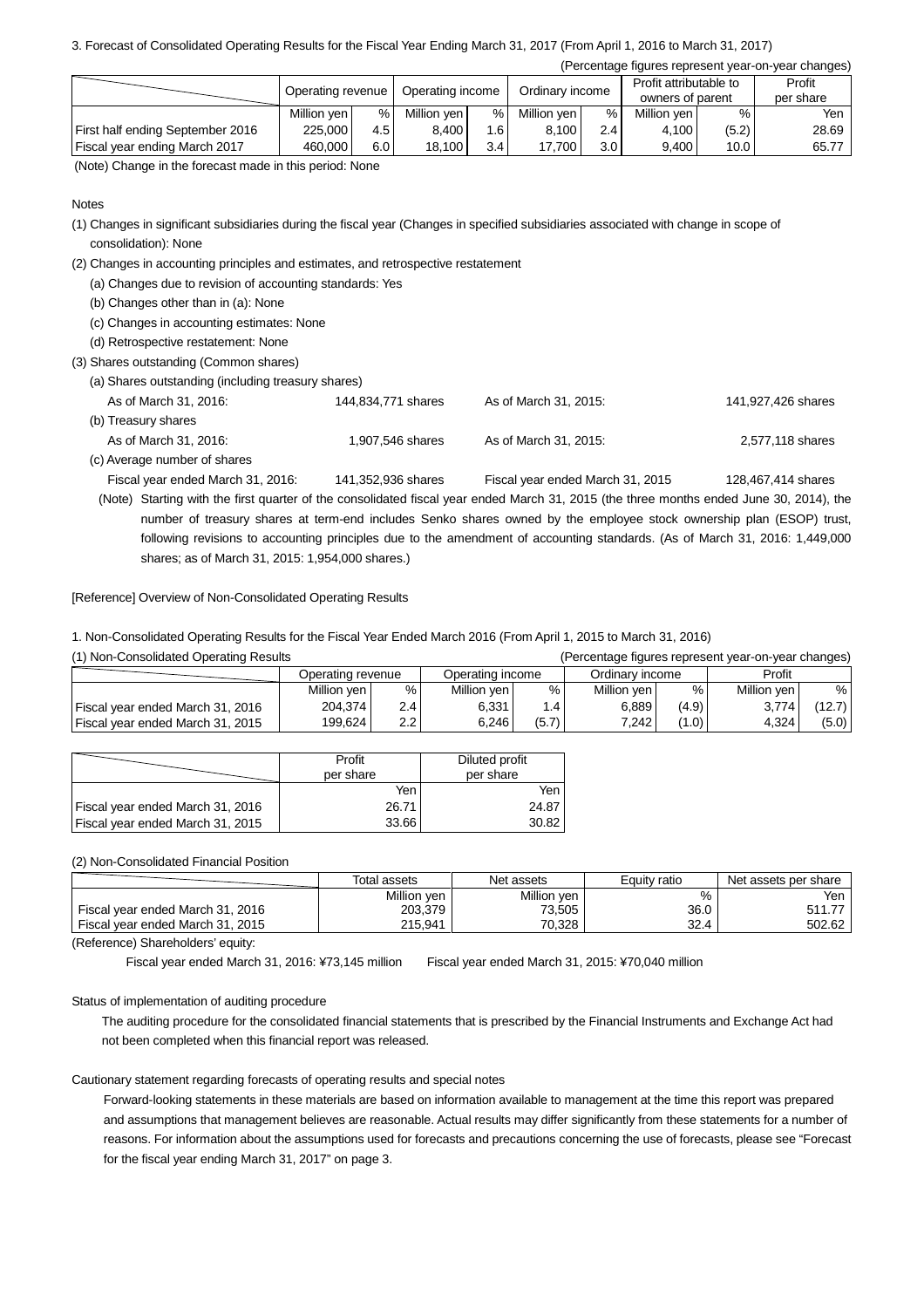3. Forecast of Consolidated Operating Results for the Fiscal Year Ending March 31, 2017 (From April 1, 2016 to March 31, 2017)

(Percentage figures represent year-on-year changes)

| | Operating revenue | | Operating income | | Ordinary income | | Profit attributable to owners of parent | | Profit per share |
|---|---|---|---|---|---|---|---|---|---|
| | Million yen | % | Million yen | % | Million yen | % | Million yen | % | Yen |
| First half ending September 2016 | 225,000 | 4.5 | 8,400 | 1.6 | 8,100 | 2.4 | 4,100 | (5.2) | 28.69 |
| Fiscal year ending March 2017 | 460,000 | 6.0 | 18,100 | 3.4 | 17,700 | 3.0 | 9,400 | 10.0 | 65.77 |

(Note) Change in the forecast made in this period: None

Notes

(1) Changes in significant subsidiaries during the fiscal year (Changes in specified subsidiaries associated with change in scope of consolidation): None

(2) Changes in accounting principles and estimates, and retrospective restatement
   (a) Changes due to revision of accounting standards: Yes
   (b) Changes other than in (a): None
   (c) Changes in accounting estimates: None
   (d) Retrospective restatement: None

(3) Shares outstanding (Common shares)
   (a) Shares outstanding (including treasury shares)
      As of March 31, 2016: 144,834,771 shares    As of March 31, 2015: 141,927,426 shares
   (b) Treasury shares
      As of March 31, 2016: 1,907,546 shares    As of March 31, 2015: 2,577,118 shares
   (c) Average number of shares
      Fiscal year ended March 31, 2016: 141,352,936 shares    Fiscal year ended March 31, 2015: 128,467,414 shares

(Note) Starting with the first quarter of the consolidated fiscal year ended March 31, 2015 (the three months ended June 30, 2014), the number of treasury shares at term-end includes Senko shares owned by the employee stock ownership plan (ESOP) trust, following revisions to accounting principles due to the amendment of accounting standards. (As of March 31, 2016: 1,449,000 shares; as of March 31, 2015: 1,954,000 shares.)

[Reference] Overview of Non-Consolidated Operating Results

1. Non-Consolidated Operating Results for the Fiscal Year Ended March 2016 (From April 1, 2015 to March 31, 2016)

(1) Non-Consolidated Operating Results

(Percentage figures represent year-on-year changes)

| | Operating revenue | | Operating income | | Ordinary income | | Profit | |
|---|---|---|---|---|---|---|---|---|
| | Million yen | % | Million yen | % | Million yen | % | Million yen | % |
| Fiscal year ended March 31, 2016 | 204,374 | 2.4 | 6,331 | 1.4 | 6,889 | (4.9) | 3,774 | (12.7) |
| Fiscal year ended March 31, 2015 | 199,624 | 2.2 | 6,246 | (5.7) | 7,242 | (1.0) | 4,324 | (5.0) |

| | Profit per share | Diluted profit per share |
|---|---|---|
| | Yen | Yen |
| Fiscal year ended March 31, 2016 | 26.71 | 24.87 |
| Fiscal year ended March 31, 2015 | 33.66 | 30.82 |

(2) Non-Consolidated Financial Position

| | Total assets | Net assets | Equity ratio | Net assets per share |
|---|---|---|---|---|
| | Million yen | Million yen | % | Yen |
| Fiscal year ended March 31, 2016 | 203,379 | 73,505 | 36.0 | 511.77 |
| Fiscal year ended March 31, 2015 | 215,941 | 70,328 | 32.4 | 502.62 |

(Reference) Shareholders' equity:
   Fiscal year ended March 31, 2016: ¥73,145 million    Fiscal year ended March 31, 2015: ¥70,040 million

Status of implementation of auditing procedure

The auditing procedure for the consolidated financial statements that is prescribed by the Financial Instruments and Exchange Act had not been completed when this financial report was released.

Cautionary statement regarding forecasts of operating results and special notes

Forward-looking statements in these materials are based on information available to management at the time this report was prepared and assumptions that management believes are reasonable. Actual results may differ significantly from these statements for a number of reasons. For information about the assumptions used for forecasts and precautions concerning the use of forecasts, please see "Forecast for the fiscal year ending March 31, 2017" on page 3.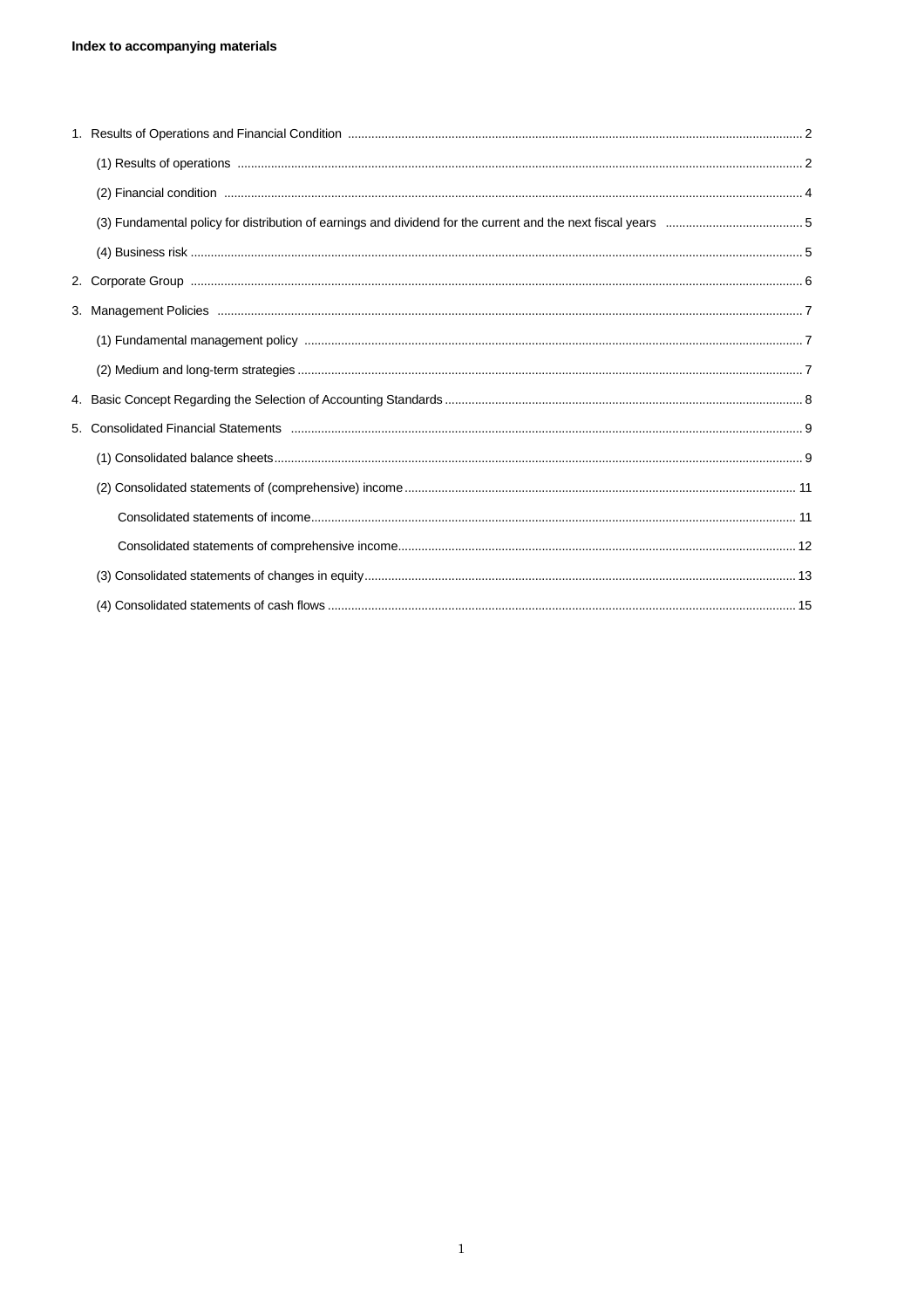**Index to accompanying materials**

1. Results of Operations and Financial Condition ........ 2
    - (1) Results of operations ........ 2
    - (2) Financial condition ........ 4
    - (3) Fundamental policy for distribution of earnings and dividend for the current and the next fiscal years ........ 5
    - (4) Business risk ........ 5
2. Corporate Group ........ 6
3. Management Policies ........ 7
    - (1) Fundamental management policy ........ 7
    - (2) Medium and long-term strategies ........ 7
4. Basic Concept Regarding the Selection of Accounting Standards ........ 8
5. Consolidated Financial Statements ........ 9
    - (1) Consolidated balance sheets ........ 9
    - (2) Consolidated statements of (comprehensive) income ........ 11
        - Consolidated statements of income ........ 11
        - Consolidated statements of comprehensive income ........ 12
    - (3) Consolidated statements of changes in equity ........ 13
    - (4) Consolidated statements of cash flows ........ 15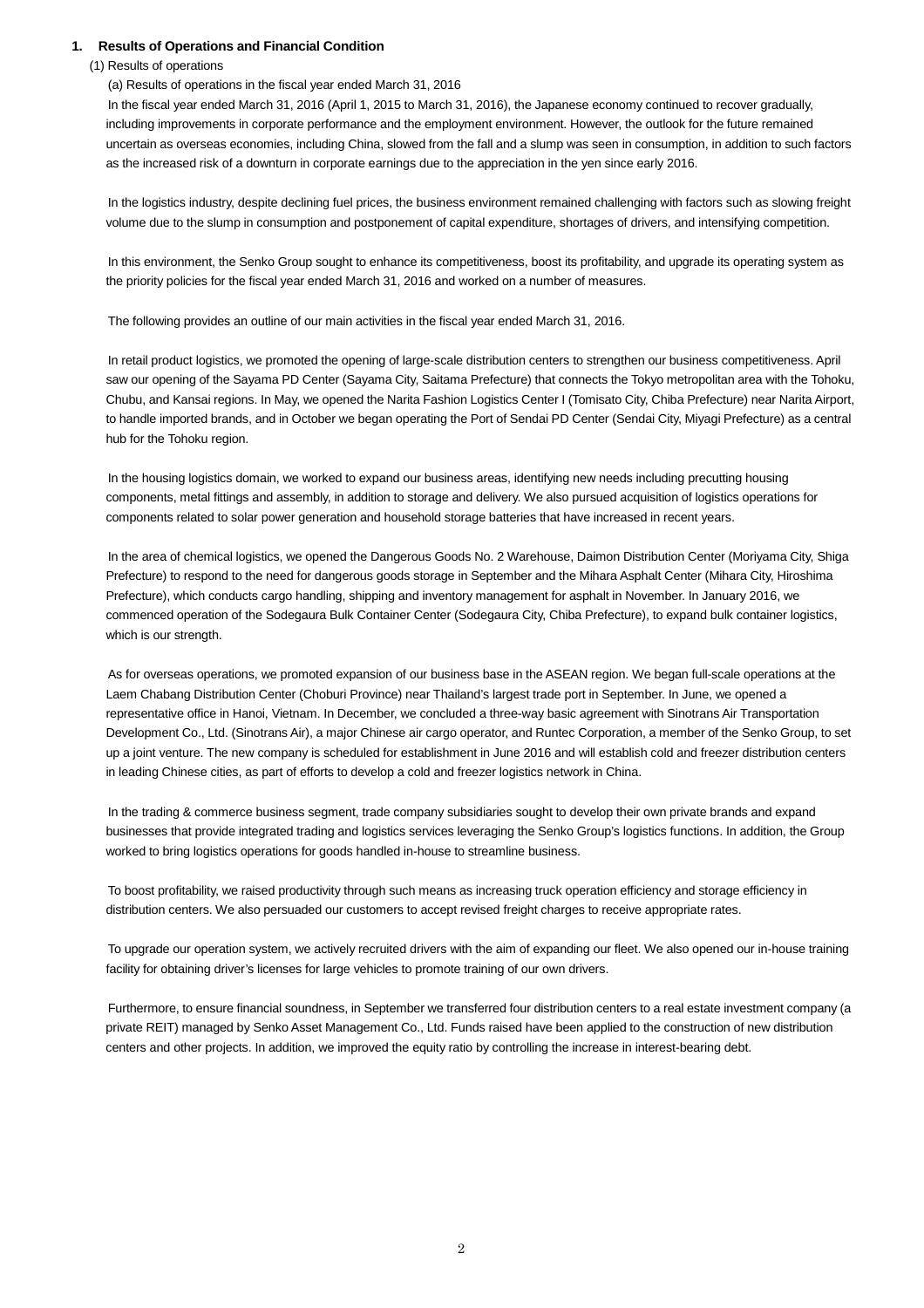## 1. Results of Operations and Financial Condition

### (1) Results of operations

#### (a) Results of operations in the fiscal year ended March 31, 2016

In the fiscal year ended March 31, 2016 (April 1, 2015 to March 31, 2016), the Japanese economy continued to recover gradually, including improvements in corporate performance and the employment environment. However, the outlook for the future remained uncertain as overseas economies, including China, slowed from the fall and a slump was seen in consumption, in addition to such factors as the increased risk of a downturn in corporate earnings due to the appreciation in the yen since early 2016.

In the logistics industry, despite declining fuel prices, the business environment remained challenging with factors such as slowing freight volume due to the slump in consumption and postponement of capital expenditure, shortages of drivers, and intensifying competition.

In this environment, the Senko Group sought to enhance its competitiveness, boost its profitability, and upgrade its operating system as the priority policies for the fiscal year ended March 31, 2016 and worked on a number of measures.

The following provides an outline of our main activities in the fiscal year ended March 31, 2016.

In retail product logistics, we promoted the opening of large-scale distribution centers to strengthen our business competitiveness. April saw our opening of the Sayama PD Center (Sayama City, Saitama Prefecture) that connects the Tokyo metropolitan area with the Tohoku, Chubu, and Kansai regions. In May, we opened the Narita Fashion Logistics Center I (Tomisato City, Chiba Prefecture) near Narita Airport, to handle imported brands, and in October we began operating the Port of Sendai PD Center (Sendai City, Miyagi Prefecture) as a central hub for the Tohoku region.

In the housing logistics domain, we worked to expand our business areas, identifying new needs including precutting housing components, metal fittings and assembly, in addition to storage and delivery. We also pursued acquisition of logistics operations for components related to solar power generation and household storage batteries that have increased in recent years.

In the area of chemical logistics, we opened the Dangerous Goods No. 2 Warehouse, Daimon Distribution Center (Moriyama City, Shiga Prefecture) to respond to the need for dangerous goods storage in September and the Mihara Asphalt Center (Mihara City, Hiroshima Prefecture), which conducts cargo handling, shipping and inventory management for asphalt in November. In January 2016, we commenced operation of the Sodegaura Bulk Container Center (Sodegaura City, Chiba Prefecture), to expand bulk container logistics, which is our strength.

As for overseas operations, we promoted expansion of our business base in the ASEAN region. We began full-scale operations at the Laem Chabang Distribution Center (Choburi Province) near Thailand's largest trade port in September. In June, we opened a representative office in Hanoi, Vietnam. In December, we concluded a three-way basic agreement with Sinotrans Air Transportation Development Co., Ltd. (Sinotrans Air), a major Chinese air cargo operator, and Runtec Corporation, a member of the Senko Group, to set up a joint venture. The new company is scheduled for establishment in June 2016 and will establish cold and freezer distribution centers in leading Chinese cities, as part of efforts to develop a cold and freezer logistics network in China.

In the trading & commerce business segment, trade company subsidiaries sought to develop their own private brands and expand businesses that provide integrated trading and logistics services leveraging the Senko Group's logistics functions. In addition, the Group worked to bring logistics operations for goods handled in-house to streamline business.

To boost profitability, we raised productivity through such means as increasing truck operation efficiency and storage efficiency in distribution centers. We also persuaded our customers to accept revised freight charges to receive appropriate rates.

To upgrade our operation system, we actively recruited drivers with the aim of expanding our fleet. We also opened our in-house training facility for obtaining driver's licenses for large vehicles to promote training of our own drivers.

Furthermore, to ensure financial soundness, in September we transferred four distribution centers to a real estate investment company (a private REIT) managed by Senko Asset Management Co., Ltd. Funds raised have been applied to the construction of new distribution centers and other projects. In addition, we improved the equity ratio by controlling the increase in interest-bearing debt.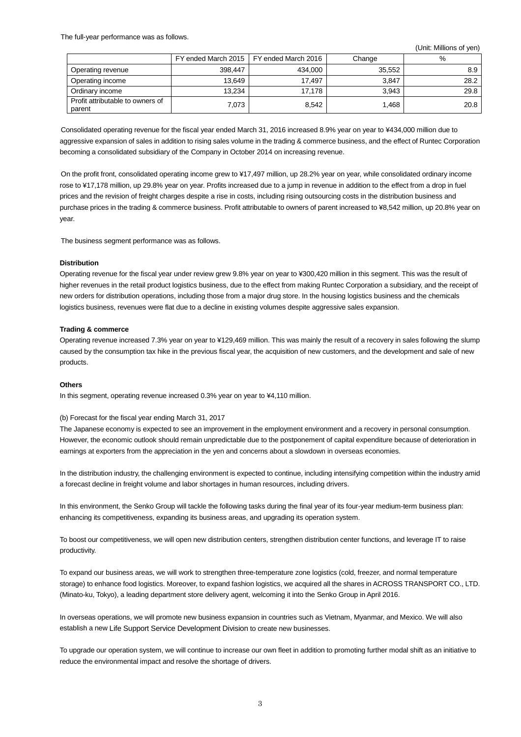The full-year performance was as follows.

(Unit: Millions of yen)

| | FY ended March 2015 | FY ended March 2016 | Change | % |
|---|---|---|---|---|
| Operating revenue | 398,447 | 434,000 | 35,552 | 8.9 |
| Operating income | 13,649 | 17,497 | 3,847 | 28.2 |
| Ordinary income | 13,234 | 17,178 | 3,943 | 29.8 |
| Profit attributable to owners of parent | 7,073 | 8,542 | 1,468 | 20.8 |

Consolidated operating revenue for the fiscal year ended March 31, 2016 increased 8.9% year on year to ¥434,000 million due to aggressive expansion of sales in addition to rising sales volume in the trading & commerce business, and the effect of Runtec Corporation becoming a consolidated subsidiary of the Company in October 2014 on increasing revenue.

On the profit front, consolidated operating income grew to ¥17,497 million, up 28.2% year on year, while consolidated ordinary income rose to ¥17,178 million, up 29.8% year on year. Profits increased due to a jump in revenue in addition to the effect from a drop in fuel prices and the revision of freight charges despite a rise in costs, including rising outsourcing costs in the distribution business and purchase prices in the trading & commerce business. Profit attributable to owners of parent increased to ¥8,542 million, up 20.8% year on year.

The business segment performance was as follows.

**Distribution**

Operating revenue for the fiscal year under review grew 9.8% year on year to ¥300,420 million in this segment. This was the result of higher revenues in the retail product logistics business, due to the effect from making Runtec Corporation a subsidiary, and the receipt of new orders for distribution operations, including those from a major drug store. In the housing logistics business and the chemicals logistics business, revenues were flat due to a decline in existing volumes despite aggressive sales expansion.

**Trading & commerce**

Operating revenue increased 7.3% year on year to ¥129,469 million. This was mainly the result of a recovery in sales following the slump caused by the consumption tax hike in the previous fiscal year, the acquisition of new customers, and the development and sale of new products.

**Others**

In this segment, operating revenue increased 0.3% year on year to ¥4,110 million.

(b) Forecast for the fiscal year ending March 31, 2017

The Japanese economy is expected to see an improvement in the employment environment and a recovery in personal consumption. However, the economic outlook should remain unpredictable due to the postponement of capital expenditure because of deterioration in earnings at exporters from the appreciation in the yen and concerns about a slowdown in overseas economies.

In the distribution industry, the challenging environment is expected to continue, including intensifying competition within the industry amid a forecast decline in freight volume and labor shortages in human resources, including drivers.

In this environment, the Senko Group will tackle the following tasks during the final year of its four-year medium-term business plan: enhancing its competitiveness, expanding its business areas, and upgrading its operation system.

To boost our competitiveness, we will open new distribution centers, strengthen distribution center functions, and leverage IT to raise productivity.

To expand our business areas, we will work to strengthen three-temperature zone logistics (cold, freezer, and normal temperature storage) to enhance food logistics. Moreover, to expand fashion logistics, we acquired all the shares in ACROSS TRANSPORT CO., LTD. (Minato-ku, Tokyo), a leading department store delivery agent, welcoming it into the Senko Group in April 2016.

In overseas operations, we will promote new business expansion in countries such as Vietnam, Myanmar, and Mexico. We will also establish a new Life Support Service Development Division to create new businesses.

To upgrade our operation system, we will continue to increase our own fleet in addition to promoting further modal shift as an initiative to reduce the environmental impact and resolve the shortage of drivers.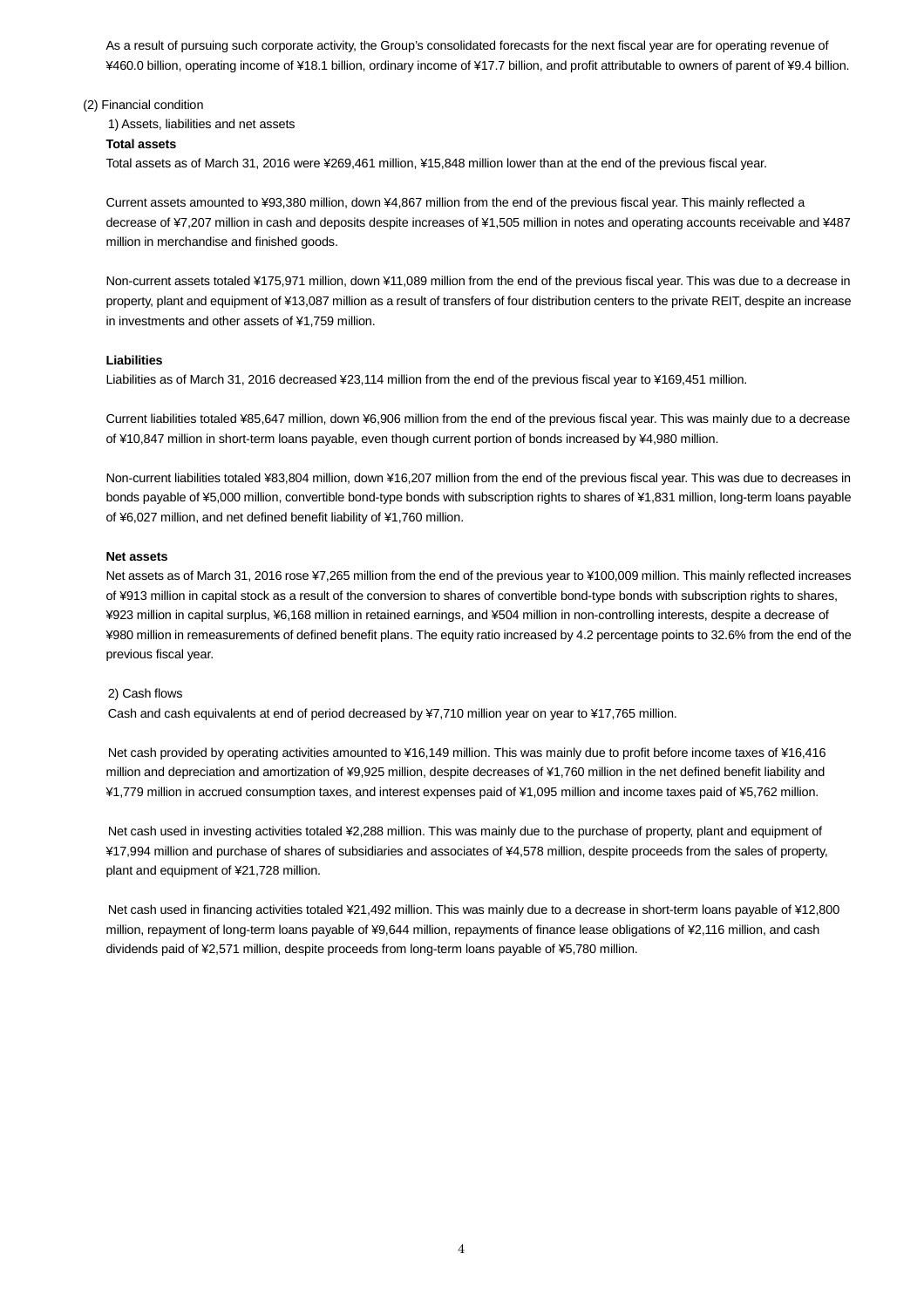As a result of pursuing such corporate activity, the Group's consolidated forecasts for the next fiscal year are for operating revenue of ¥460.0 billion, operating income of ¥18.1 billion, ordinary income of ¥17.7 billion, and profit attributable to owners of parent of ¥9.4 billion.

(2) Financial condition

1) Assets, liabilities and net assets

**Total assets**

Total assets as of March 31, 2016 were ¥269,461 million, ¥15,848 million lower than at the end of the previous fiscal year.

Current assets amounted to ¥93,380 million, down ¥4,867 million from the end of the previous fiscal year. This mainly reflected a decrease of ¥7,207 million in cash and deposits despite increases of ¥1,505 million in notes and operating accounts receivable and ¥487 million in merchandise and finished goods.

Non-current assets totaled ¥175,971 million, down ¥11,089 million from the end of the previous fiscal year. This was due to a decrease in property, plant and equipment of ¥13,087 million as a result of transfers of four distribution centers to the private REIT, despite an increase in investments and other assets of ¥1,759 million.

**Liabilities**

Liabilities as of March 31, 2016 decreased ¥23,114 million from the end of the previous fiscal year to ¥169,451 million.

Current liabilities totaled ¥85,647 million, down ¥6,906 million from the end of the previous fiscal year. This was mainly due to a decrease of ¥10,847 million in short-term loans payable, even though current portion of bonds increased by ¥4,980 million.

Non-current liabilities totaled ¥83,804 million, down ¥16,207 million from the end of the previous fiscal year. This was due to decreases in bonds payable of ¥5,000 million, convertible bond-type bonds with subscription rights to shares of ¥1,831 million, long-term loans payable of ¥6,027 million, and net defined benefit liability of ¥1,760 million.

**Net assets**

Net assets as of March 31, 2016 rose ¥7,265 million from the end of the previous year to ¥100,009 million. This mainly reflected increases of ¥913 million in capital stock as a result of the conversion to shares of convertible bond-type bonds with subscription rights to shares, ¥923 million in capital surplus, ¥6,168 million in retained earnings, and ¥504 million in non-controlling interests, despite a decrease of ¥980 million in remeasurements of defined benefit plans. The equity ratio increased by 4.2 percentage points to 32.6% from the end of the previous fiscal year.

2) Cash flows

Cash and cash equivalents at end of period decreased by ¥7,710 million year on year to ¥17,765 million.

Net cash provided by operating activities amounted to ¥16,149 million. This was mainly due to profit before income taxes of ¥16,416 million and depreciation and amortization of ¥9,925 million, despite decreases of ¥1,760 million in the net defined benefit liability and ¥1,779 million in accrued consumption taxes, and interest expenses paid of ¥1,095 million and income taxes paid of ¥5,762 million.

Net cash used in investing activities totaled ¥2,288 million. This was mainly due to the purchase of property, plant and equipment of ¥17,994 million and purchase of shares of subsidiaries and associates of ¥4,578 million, despite proceeds from the sales of property, plant and equipment of ¥21,728 million.

Net cash used in financing activities totaled ¥21,492 million. This was mainly due to a decrease in short-term loans payable of ¥12,800 million, repayment of long-term loans payable of ¥9,644 million, repayments of finance lease obligations of ¥2,116 million, and cash dividends paid of ¥2,571 million, despite proceeds from long-term loans payable of ¥5,780 million.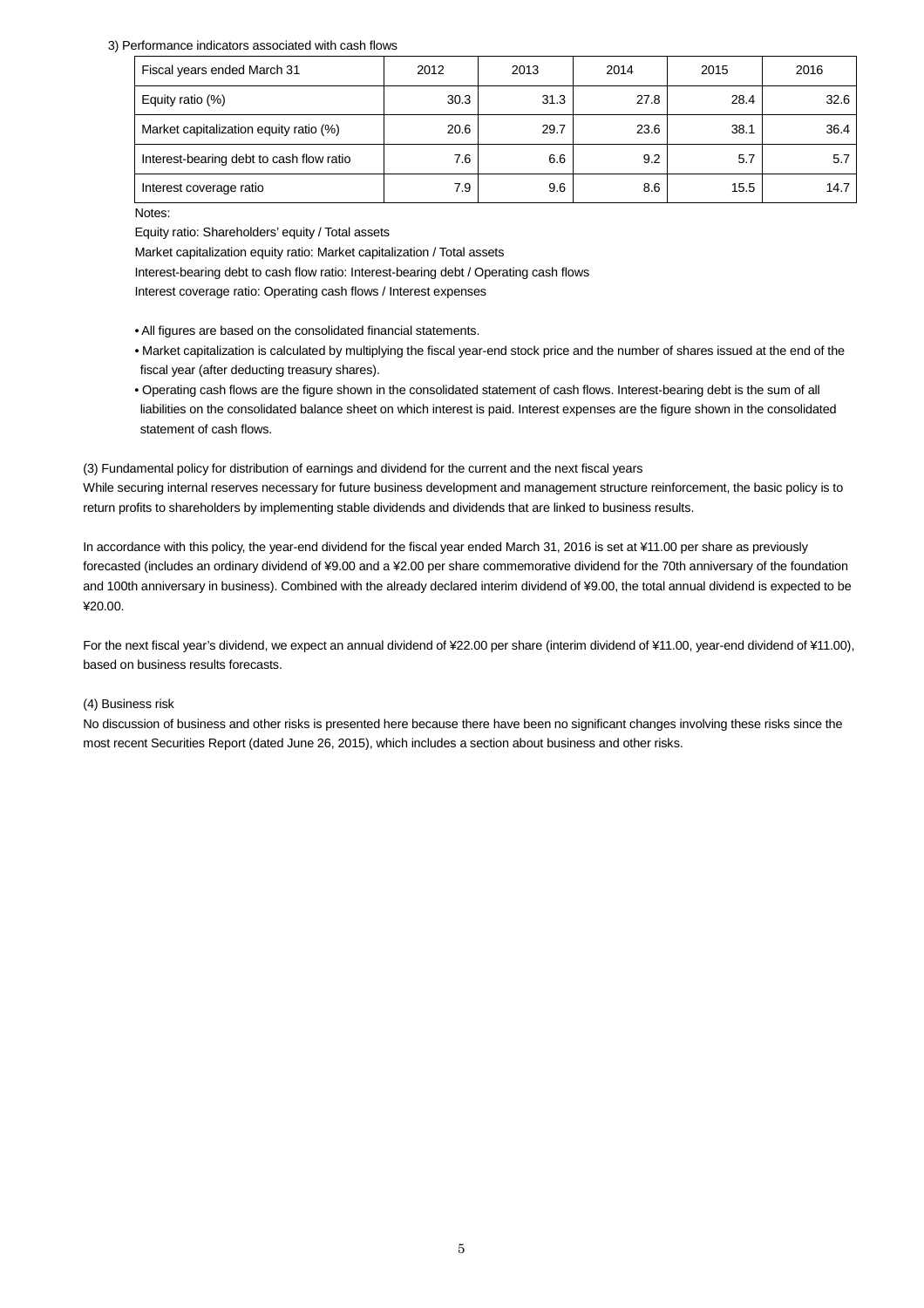3) Performance indicators associated with cash flows

| Fiscal years ended March 31 | 2012 | 2013 | 2014 | 2015 | 2016 |
|---|---|---|---|---|---|
| Equity ratio (%) | 30.3 | 31.3 | 27.8 | 28.4 | 32.6 |
| Market capitalization equity ratio (%) | 20.6 | 29.7 | 23.6 | 38.1 | 36.4 |
| Interest-bearing debt to cash flow ratio | 7.6 | 6.6 | 9.2 | 5.7 | 5.7 |
| Interest coverage ratio | 7.9 | 9.6 | 8.6 | 15.5 | 14.7 |

Notes:

Equity ratio: Shareholders' equity / Total assets

Market capitalization equity ratio: Market capitalization / Total assets

Interest-bearing debt to cash flow ratio: Interest-bearing debt / Operating cash flows

Interest coverage ratio: Operating cash flows / Interest expenses

- All figures are based on the consolidated financial statements.
- Market capitalization is calculated by multiplying the fiscal year-end stock price and the number of shares issued at the end of the fiscal year (after deducting treasury shares).
- Operating cash flows are the figure shown in the consolidated statement of cash flows. Interest-bearing debt is the sum of all liabilities on the consolidated balance sheet on which interest is paid. Interest expenses are the figure shown in the consolidated statement of cash flows.

(3) Fundamental policy for distribution of earnings and dividend for the current and the next fiscal years

While securing internal reserves necessary for future business development and management structure reinforcement, the basic policy is to return profits to shareholders by implementing stable dividends and dividends that are linked to business results.

In accordance with this policy, the year-end dividend for the fiscal year ended March 31, 2016 is set at ¥11.00 per share as previously forecasted (includes an ordinary dividend of ¥9.00 and a ¥2.00 per share commemorative dividend for the 70th anniversary of the foundation and 100th anniversary in business). Combined with the already declared interim dividend of ¥9.00, the total annual dividend is expected to be ¥20.00.

For the next fiscal year's dividend, we expect an annual dividend of ¥22.00 per share (interim dividend of ¥11.00, year-end dividend of ¥11.00), based on business results forecasts.

(4) Business risk

No discussion of business and other risks is presented here because there have been no significant changes involving these risks since the most recent Securities Report (dated June 26, 2015), which includes a section about business and other risks.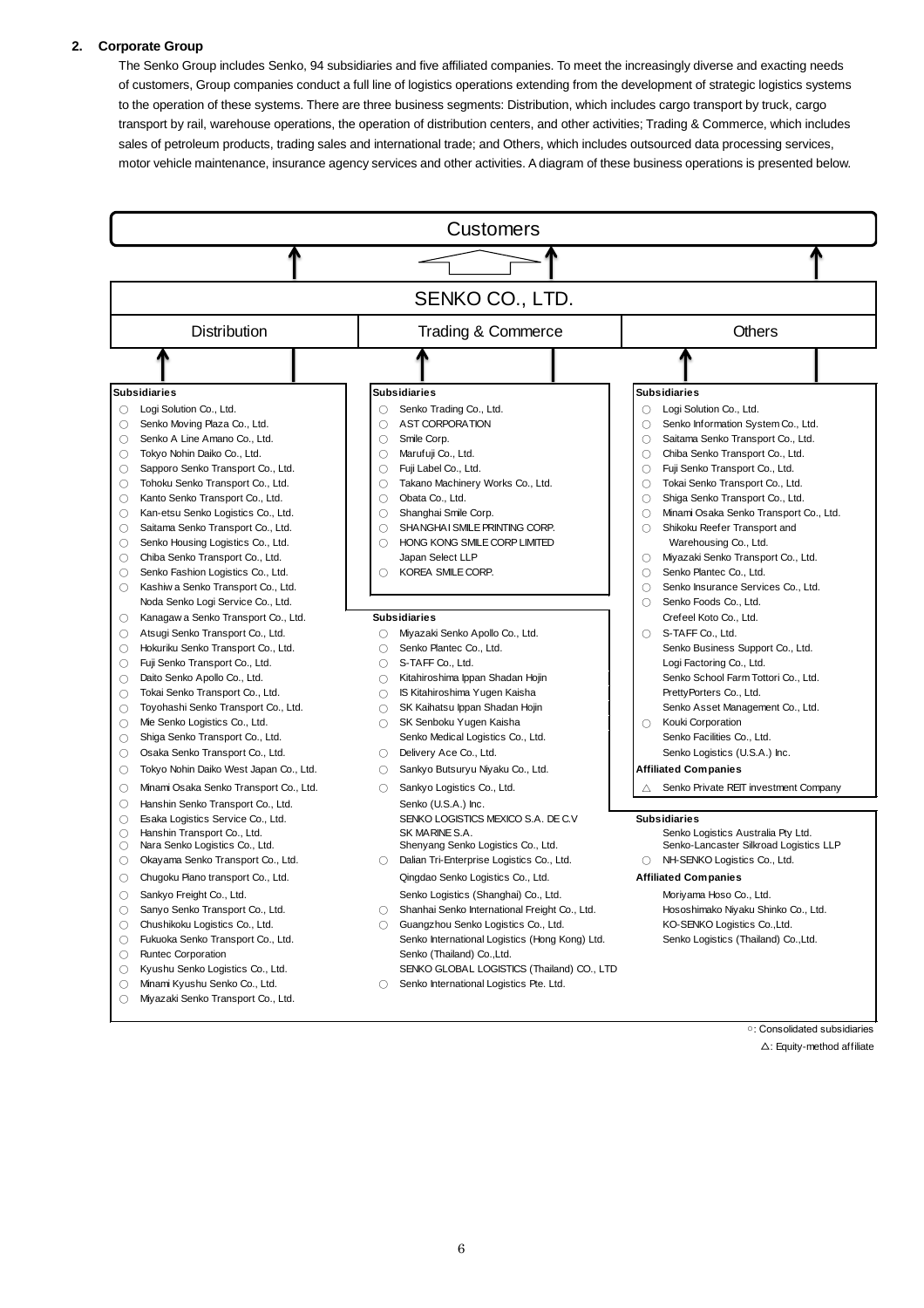## 2. Corporate Group

The Senko Group includes Senko, 94 subsidiaries and five affiliated companies. To meet the increasingly diverse and exacting needs of customers, Group companies conduct a full line of logistics operations extending from the development of strategic logistics systems to the operation of these systems. There are three business segments: Distribution, which includes cargo transport by truck, cargo transport by rail, warehouse operations, the operation of distribution centers, and other activities; Trading & Commerce, which includes sales of petroleum products, trading sales and international trade; and Others, which includes outsourced data processing services, motor vehicle maintenance, insurance agency services and other activities. A diagram of these business operations is presented below.

**Customers**

**SENKO CO., LTD.**

### Distribution

**Subsidiaries**

- ○ Logi Solution Co., Ltd.
- ○ Senko Moving Plaza Co., Ltd.
- ○ Senko A Line Amano Co., Ltd.
- ○ Tokyo Nohin Daiko Co., Ltd.
- ○ Sapporo Senko Transport Co., Ltd.
- ○ Tohoku Senko Transport Co., Ltd.
- ○ Kanto Senko Transport Co., Ltd.
- ○ Kan-etsu Senko Logistics Co., Ltd.
- ○ Saitama Senko Transport Co., Ltd.
- ○ Senko Housing Logistics Co., Ltd.
- ○ Chiba Senko Transport Co., Ltd.
- ○ Senko Fashion Logistics Co., Ltd.
- ○ Kashiwa Senko Transport Co., Ltd.
- Noda Senko Logi Service Co., Ltd.
- ○ Kanagawa Senko Transport Co., Ltd.
- ○ Atsugi Senko Transport Co., Ltd.
- ○ Hokuriku Senko Transport Co., Ltd.
- ○ Fuji Senko Transport Co., Ltd.
- ○ Daito Senko Apollo Co., Ltd.
- ○ Tokai Senko Transport Co., Ltd.
- ○ Toyohashi Senko Transport Co., Ltd.
- ○ Mie Senko Logistics Co., Ltd.
- ○ Shiga Senko Transport Co., Ltd.
- ○ Osaka Senko Transport Co., Ltd.
- ○ Tokyo Nohin Daiko West Japan Co., Ltd.
- ○ Minami Osaka Senko Transport Co., Ltd.
- ○ Hanshin Senko Transport Co., Ltd.
- ○ Esaka Logistics Service Co., Ltd.
- ○ Hanshin Transport Co., Ltd.
- ○ Nara Senko Logistics Co., Ltd.
- ○ Okayama Senko Transport Co., Ltd.
- ○ Chugoku Piano transport Co., Ltd.
- ○ Sankyo Freight Co., Ltd.
- ○ Sanyo Senko Transport Co., Ltd.
- ○ Chushikoku Logistics Co., Ltd.
- ○ Fukuoka Senko Transport Co., Ltd.
- ○ Runtec Corporation
- ○ Kyushu Senko Logistics Co., Ltd.
- ○ Minami Kyushu Senko Co., Ltd.
- ○ Miyazaki Senko Transport Co., Ltd.

**Subsidiaries**

- ○ Miyazaki Senko Apollo Co., Ltd.
- ○ Senko Plantec Co., Ltd.
- ○ S-TAFF Co., Ltd.
- ○ Kitahiroshima Ippan Shadan Hojin
- ○ IS Kitahiroshima Yugen Kaisha
- ○ SK Kaihatsu Ippan Shadan Hojin
- ○ SK Senboku Yugen Kaisha
- Senko Medical Logistics Co., Ltd.
- ○ Delivery Ace Co., Ltd.
- ○ Sankyo Butsuryu Niyaku Co., Ltd.
- ○ Sankyo Logistics Co., Ltd.
- Senko (U.S.A.) Inc.
- SENKO LOGISTICS MEXICO S.A. DE C.V
- SK MARINE S.A.
- Shenyang Senko Logistics Co., Ltd.
- ○ Dalian Tri-Enterprise Logistics Co., Ltd.
- Qingdao Senko Logistics Co., Ltd.
- Senko Logistics (Shanghai) Co., Ltd.
- ○ Shanhai Senko International Freight Co., Ltd.
- ○ Guangzhou Senko Logistics Co., Ltd.
- Senko International Logistics (Hong Kong) Ltd.
- Senko (Thailand) Co.,Ltd.
- SENKO GLOBAL LOGISTICS (Thailand) CO., LTD
- ○ Senko International Logistics Pte. Ltd.

**Subsidiaries**

- Senko Logistics Australia Pty Ltd.
- Senko-Lancaster Silkroad Logistics LLP
- ○ NH-SENKO Logistics Co., Ltd.

**Affiliated Companies**

- Moriyama Hoso Co., Ltd.
- Hososhimako Niyaku Shinko Co., Ltd.
- KO-SENKO Logistics Co.,Ltd.
- Senko Logistics (Thailand) Co.,Ltd.

### Trading & Commerce

**Subsidiaries**

- ○ Senko Trading Co., Ltd.
- ○ AST CORPORATION
- ○ Smile Corp.
- ○ Marufuji Co., Ltd.
- ○ Fuji Label Co., Ltd.
- ○ Takano Machinery Works Co., Ltd.
- ○ Obata Co., Ltd.
- ○ Shanghai Smile Corp.
- ○ SHANGHAI SMILE PRINTING CORP.
- ○ HONG KONG SMILE CORP LIMITED
- Japan Select LLP
- ○ KOREA SMILE CORP.

### Others

**Subsidiaries**

- ○ Logi Solution Co., Ltd.
- ○ Senko Information System Co., Ltd.
- ○ Saitama Senko Transport Co., Ltd.
- ○ Chiba Senko Transport Co., Ltd.
- ○ Fuji Senko Transport Co., Ltd.
- ○ Tokai Senko Transport Co., Ltd.
- ○ Shiga Senko Transport Co., Ltd.
- ○ Minami Osaka Senko Transport Co., Ltd.
- ○ Shikoku Reefer Transport and Warehousing Co., Ltd.
- ○ Miyazaki Senko Transport Co., Ltd.
- ○ Senko Plantec Co., Ltd.
- ○ Senko Insurance Services Co., Ltd.
- ○ Senko Foods Co., Ltd.
- Crefeel Koto Co., Ltd.
- ○ S-TAFF Co., Ltd.
- Senko Business Support Co., Ltd.
- Logi Factoring Co., Ltd.
- Senko School Farm Tottori Co., Ltd.
- PrettyPorters Co., Ltd.
- Senko Asset Management Co., Ltd.
- ○ Kouki Corporation
- Senko Facilities Co., Ltd.
- Senko Logistics (U.S.A.) Inc.

**Affiliated Companies**

- △ Senko Private REIT investment Company

○: Consolidated subsidiaries

△: Equity-method affiliate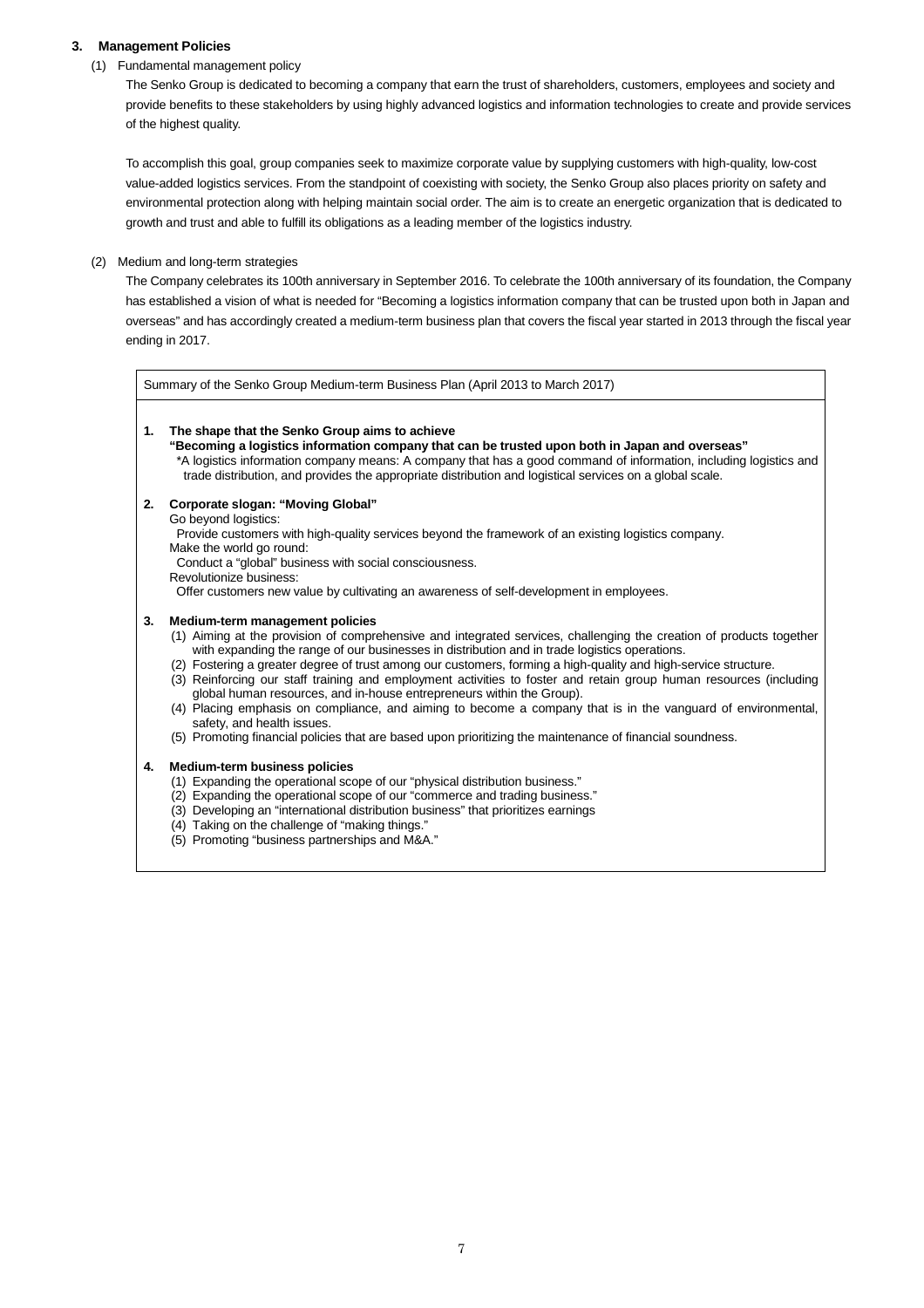## 3. Management Policies

(1) Fundamental management policy

The Senko Group is dedicated to becoming a company that earn the trust of shareholders, customers, employees and society and provide benefits to these stakeholders by using highly advanced logistics and information technologies to create and provide services of the highest quality.

To accomplish this goal, group companies seek to maximize corporate value by supplying customers with high-quality, low-cost value-added logistics services. From the standpoint of coexisting with society, the Senko Group also places priority on safety and environmental protection along with helping maintain social order. The aim is to create an energetic organization that is dedicated to growth and trust and able to fulfill its obligations as a leading member of the logistics industry.

(2) Medium and long-term strategies

The Company celebrates its 100th anniversary in September 2016. To celebrate the 100th anniversary of its foundation, the Company has established a vision of what is needed for "Becoming a logistics information company that can be trusted upon both in Japan and overseas" and has accordingly created a medium-term business plan that covers the fiscal year started in 2013 through the fiscal year ending in 2017.

Summary of the Senko Group Medium-term Business Plan (April 2013 to March 2017)

**1. The shape that the Senko Group aims to achieve**

**"Becoming a logistics information company that can be trusted upon both in Japan and overseas"**

*A logistics information company means: A company that has a good command of information, including logistics and trade distribution, and provides the appropriate distribution and logistical services on a global scale.

**2. Corporate slogan: "Moving Global"**

Go beyond logistics:
Provide customers with high-quality services beyond the framework of an existing logistics company.
Make the world go round:
Conduct a "global" business with social consciousness.
Revolutionize business:
Offer customers new value by cultivating an awareness of self-development in employees.

**3. Medium-term management policies**

(1) Aiming at the provision of comprehensive and integrated services, challenging the creation of products together with expanding the range of our businesses in distribution and in trade logistics operations.
(2) Fostering a greater degree of trust among our customers, forming a high-quality and high-service structure.
(3) Reinforcing our staff training and employment activities to foster and retain group human resources (including global human resources, and in-house entrepreneurs within the Group).
(4) Placing emphasis on compliance, and aiming to become a company that is in the vanguard of environmental, safety, and health issues.
(5) Promoting financial policies that are based upon prioritizing the maintenance of financial soundness.

**4. Medium-term business policies**

(1) Expanding the operational scope of our "physical distribution business."
(2) Expanding the operational scope of our "commerce and trading business."
(3) Developing an "international distribution business" that prioritizes earnings
(4) Taking on the challenge of "making things."
(5) Promoting "business partnerships and M&A."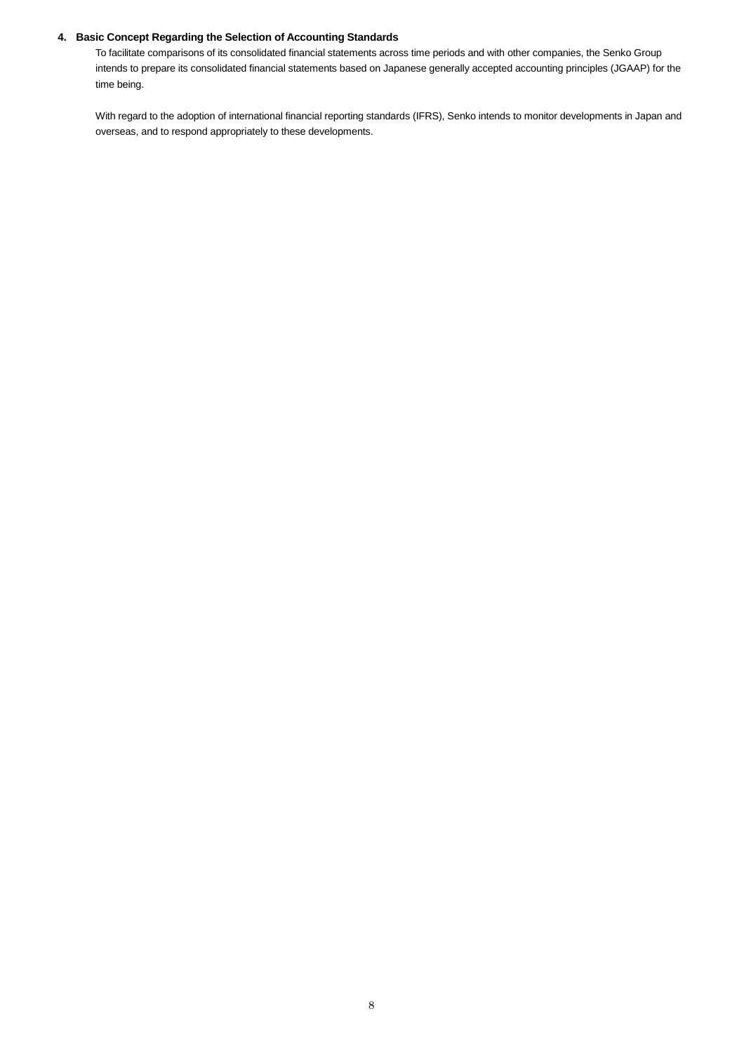## 4. Basic Concept Regarding the Selection of Accounting Standards

To facilitate comparisons of its consolidated financial statements across time periods and with other companies, the Senko Group intends to prepare its consolidated financial statements based on Japanese generally accepted accounting principles (JGAAP) for the time being.

With regard to the adoption of international financial reporting standards (IFRS), Senko intends to monitor developments in Japan and overseas, and to respond appropriately to these developments.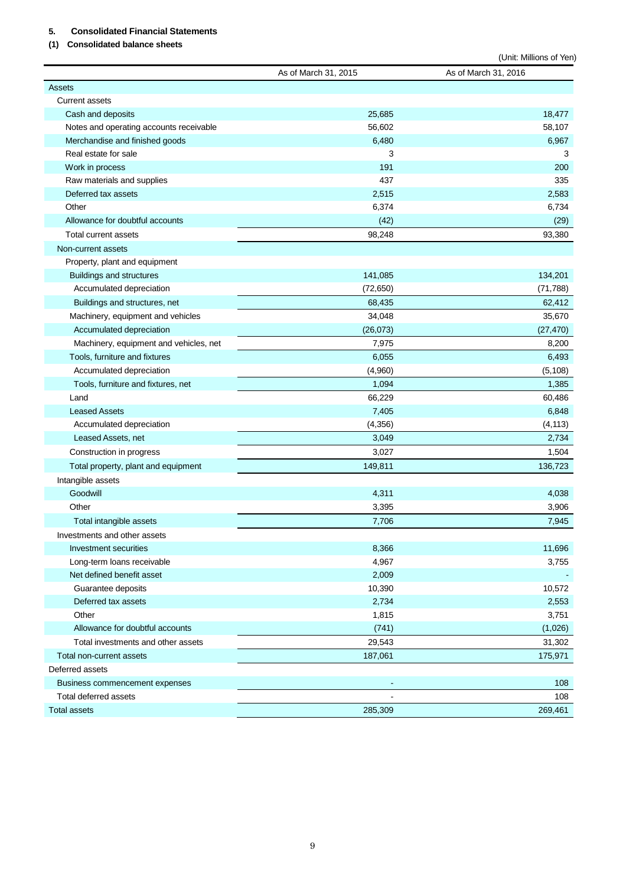## 5. Consolidated Financial Statements

### (1) Consolidated balance sheets

(Unit: Millions of Yen)

| | As of March 31, 2015 | As of March 31, 2016 |
|---|---|---|
| Assets | | |
| Current assets | | |
| Cash and deposits | 25,685 | 18,477 |
| Notes and operating accounts receivable | 56,602 | 58,107 |
| Merchandise and finished goods | 6,480 | 6,967 |
| Real estate for sale | 3 | 3 |
| Work in process | 191 | 200 |
| Raw materials and supplies | 437 | 335 |
| Deferred tax assets | 2,515 | 2,583 |
| Other | 6,374 | 6,734 |
| Allowance for doubtful accounts | (42) | (29) |
| Total current assets | 98,248 | 93,380 |
| Non-current assets | | |
| Property, plant and equipment | | |
| Buildings and structures | 141,085 | 134,201 |
| Accumulated depreciation | (72,650) | (71,788) |
| Buildings and structures, net | 68,435 | 62,412 |
| Machinery, equipment and vehicles | 34,048 | 35,670 |
| Accumulated depreciation | (26,073) | (27,470) |
| Machinery, equipment and vehicles, net | 7,975 | 8,200 |
| Tools, furniture and fixtures | 6,055 | 6,493 |
| Accumulated depreciation | (4,960) | (5,108) |
| Tools, furniture and fixtures, net | 1,094 | 1,385 |
| Land | 66,229 | 60,486 |
| Leased Assets | 7,405 | 6,848 |
| Accumulated depreciation | (4,356) | (4,113) |
| Leased Assets, net | 3,049 | 2,734 |
| Construction in progress | 3,027 | 1,504 |
| Total property, plant and equipment | 149,811 | 136,723 |
| Intangible assets | | |
| Goodwill | 4,311 | 4,038 |
| Other | 3,395 | 3,906 |
| Total intangible assets | 7,706 | 7,945 |
| Investments and other assets | | |
| Investment securities | 8,366 | 11,696 |
| Long-term loans receivable | 4,967 | 3,755 |
| Net defined benefit asset | 2,009 | - |
| Guarantee deposits | 10,390 | 10,572 |
| Deferred tax assets | 2,734 | 2,553 |
| Other | 1,815 | 3,751 |
| Allowance for doubtful accounts | (741) | (1,026) |
| Total investments and other assets | 29,543 | 31,302 |
| Total non-current assets | 187,061 | 175,971 |
| Deferred assets | | |
| Business commencement expenses | - | 108 |
| Total deferred assets | - | 108 |
| Total assets | 285,309 | 269,461 |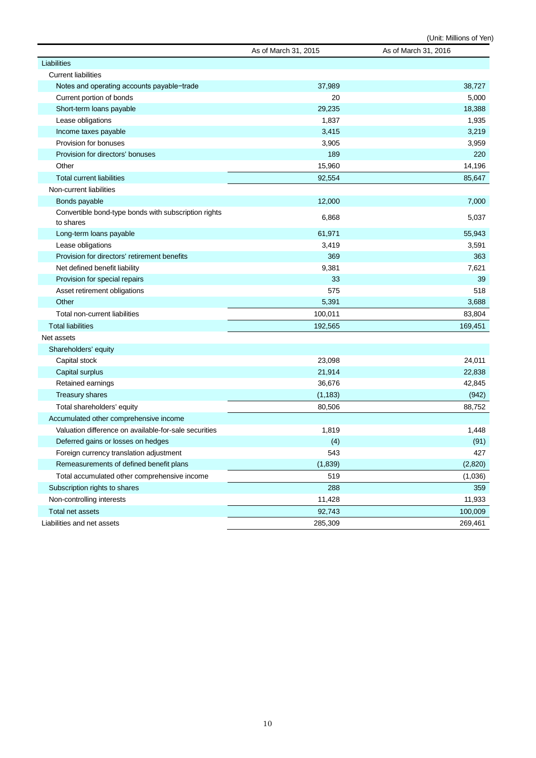(Unit: Millions of Yen)

| | As of March 31, 2015 | As of March 31, 2016 |
|---|---|---|
| Liabilities | | |
| Current liabilities | | |
| Notes and operating accounts payable−trade | 37,989 | 38,727 |
| Current portion of bonds | 20 | 5,000 |
| Short-term loans payable | 29,235 | 18,388 |
| Lease obligations | 1,837 | 1,935 |
| Income taxes payable | 3,415 | 3,219 |
| Provision for bonuses | 3,905 | 3,959 |
| Provision for directors' bonuses | 189 | 220 |
| Other | 15,960 | 14,196 |
| Total current liabilities | 92,554 | 85,647 |
| Non-current liabilities | | |
| Bonds payable | 12,000 | 7,000 |
| Convertible bond-type bonds with subscription rights to shares | 6,868 | 5,037 |
| Long-term loans payable | 61,971 | 55,943 |
| Lease obligations | 3,419 | 3,591 |
| Provision for directors' retirement benefits | 369 | 363 |
| Net defined benefit liability | 9,381 | 7,621 |
| Provision for special repairs | 33 | 39 |
| Asset retirement obligations | 575 | 518 |
| Other | 5,391 | 3,688 |
| Total non-current liabilities | 100,011 | 83,804 |
| Total liabilities | 192,565 | 169,451 |
| Net assets | | |
| Shareholders' equity | | |
| Capital stock | 23,098 | 24,011 |
| Capital surplus | 21,914 | 22,838 |
| Retained earnings | 36,676 | 42,845 |
| Treasury shares | (1,183) | (942) |
| Total shareholders' equity | 80,506 | 88,752 |
| Accumulated other comprehensive income | | |
| Valuation difference on available-for-sale securities | 1,819 | 1,448 |
| Deferred gains or losses on hedges | (4) | (91) |
| Foreign currency translation adjustment | 543 | 427 |
| Remeasurements of defined benefit plans | (1,839) | (2,820) |
| Total accumulated other comprehensive income | 519 | (1,036) |
| Subscription rights to shares | 288 | 359 |
| Non-controlling interests | 11,428 | 11,933 |
| Total net assets | 92,743 | 100,009 |
| Liabilities and net assets | 285,309 | 269,461 |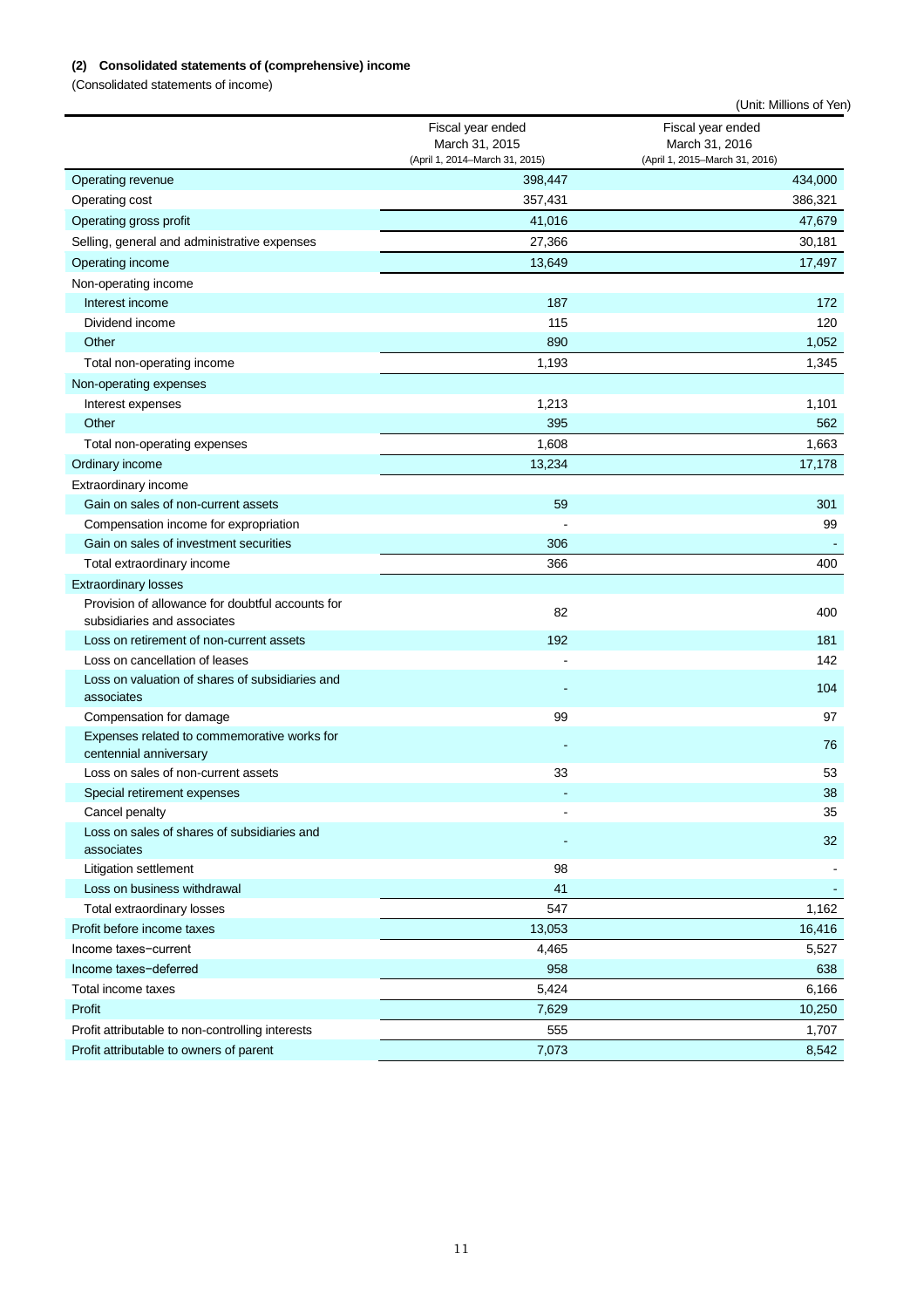**(2) Consolidated statements of (comprehensive) income**

(Consolidated statements of income)

(Unit: Millions of Yen)

| | Fiscal year ended March 31, 2015 (April 1, 2014–March 31, 2015) | Fiscal year ended March 31, 2016 (April 1, 2015–March 31, 2016) |
|---|---|---|
| Operating revenue | 398,447 | 434,000 |
| Operating cost | 357,431 | 386,321 |
| Operating gross profit | 41,016 | 47,679 |
| Selling, general and administrative expenses | 27,366 | 30,181 |
| Operating income | 13,649 | 17,497 |
| Non-operating income | | |
| Interest income | 187 | 172 |
| Dividend income | 115 | 120 |
| Other | 890 | 1,052 |
| Total non-operating income | 1,193 | 1,345 |
| Non-operating expenses | | |
| Interest expenses | 1,213 | 1,101 |
| Other | 395 | 562 |
| Total non-operating expenses | 1,608 | 1,663 |
| Ordinary income | 13,234 | 17,178 |
| Extraordinary income | | |
| Gain on sales of non-current assets | 59 | 301 |
| Compensation income for expropriation | - | 99 |
| Gain on sales of investment securities | 306 | - |
| Total extraordinary income | 366 | 400 |
| Extraordinary losses | | |
| Provision of allowance for doubtful accounts for subsidiaries and associates | 82 | 400 |
| Loss on retirement of non-current assets | 192 | 181 |
| Loss on cancellation of leases | - | 142 |
| Loss on valuation of shares of subsidiaries and associates | - | 104 |
| Compensation for damage | 99 | 97 |
| Expenses related to commemorative works for centennial anniversary | - | 76 |
| Loss on sales of non-current assets | 33 | 53 |
| Special retirement expenses | - | 38 |
| Cancel penalty | - | 35 |
| Loss on sales of shares of subsidiaries and associates | - | 32 |
| Litigation settlement | 98 | - |
| Loss on business withdrawal | 41 | - |
| Total extraordinary losses | 547 | 1,162 |
| Profit before income taxes | 13,053 | 16,416 |
| Income taxes−current | 4,465 | 5,527 |
| Income taxes−deferred | 958 | 638 |
| Total income taxes | 5,424 | 6,166 |
| Profit | 7,629 | 10,250 |
| Profit attributable to non-controlling interests | 555 | 1,707 |
| Profit attributable to owners of parent | 7,073 | 8,542 |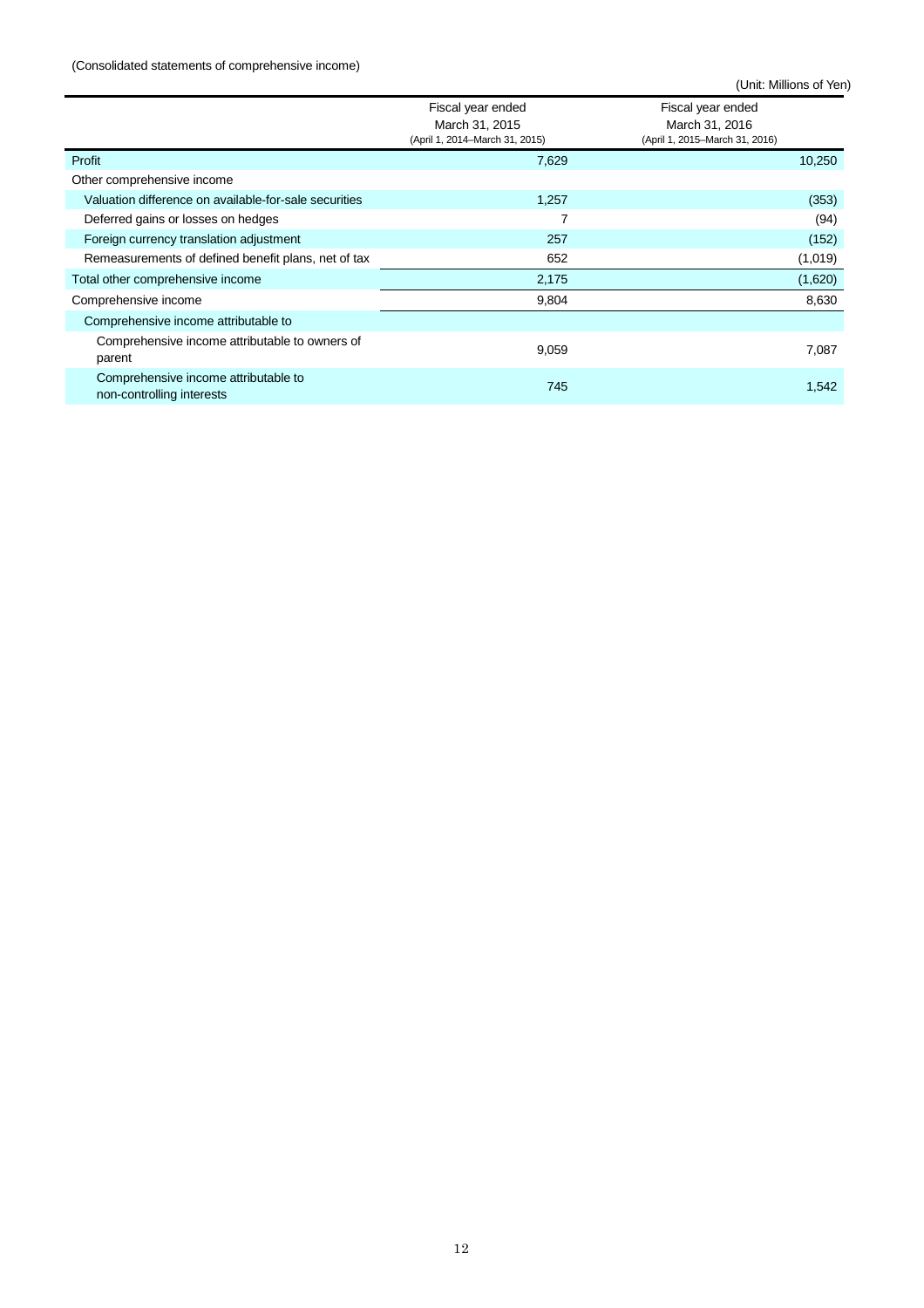(Consolidated statements of comprehensive income)

(Unit: Millions of Yen)

| | Fiscal year ended March 31, 2015 (April 1, 2014–March 31, 2015) | Fiscal year ended March 31, 2016 (April 1, 2015–March 31, 2016) |
|---|---|---|
| Profit | 7,629 | 10,250 |
| Other comprehensive income | | |
| Valuation difference on available-for-sale securities | 1,257 | (353) |
| Deferred gains or losses on hedges | 7 | (94) |
| Foreign currency translation adjustment | 257 | (152) |
| Remeasurements of defined benefit plans, net of tax | 652 | (1,019) |
| Total other comprehensive income | 2,175 | (1,620) |
| Comprehensive income | 9,804 | 8,630 |
| Comprehensive income attributable to | | |
| Comprehensive income attributable to owners of parent | 9,059 | 7,087 |
| Comprehensive income attributable to non-controlling interests | 745 | 1,542 |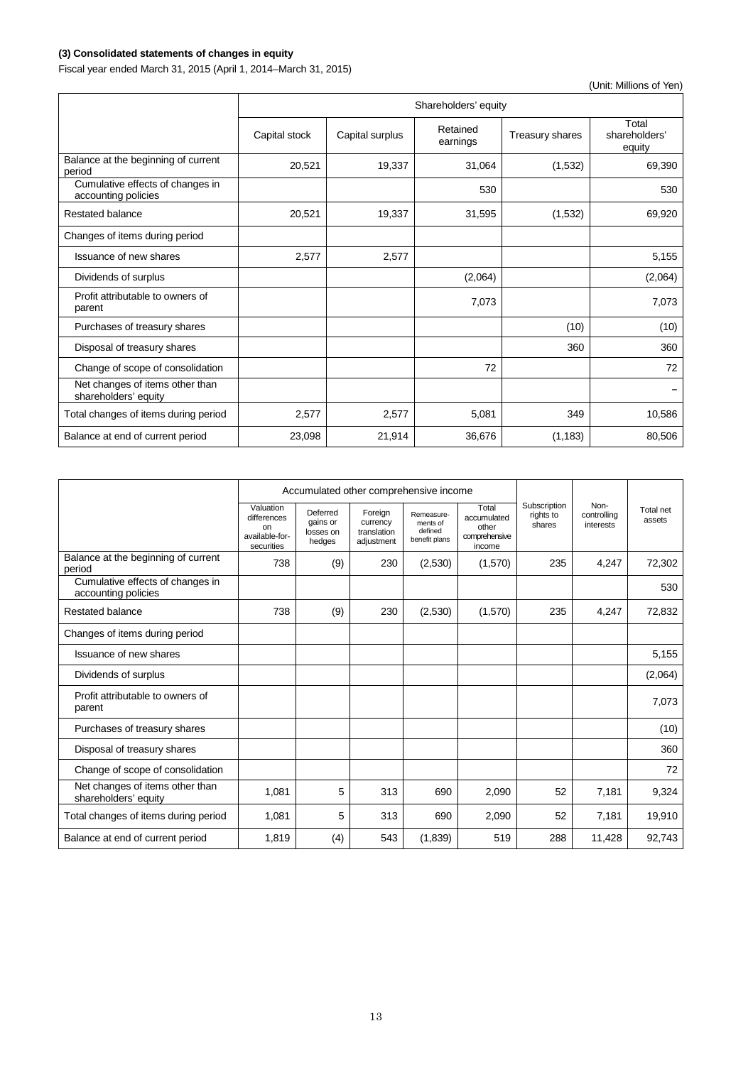**(3) Consolidated statements of changes in equity**

Fiscal year ended March 31, 2015 (April 1, 2014–March 31, 2015)

(Unit: Millions of Yen)

| | Shareholders' equity | | | | |
|---|---|---|---|---|---|
| | Capital stock | Capital surplus | Retained earnings | Treasury shares | Total shareholders' equity |
| Balance at the beginning of current period | 20,521 | 19,337 | 31,064 | (1,532) | 69,390 |
| Cumulative effects of changes in accounting policies | | | 530 | | 530 |
| Restated balance | 20,521 | 19,337 | 31,595 | (1,532) | 69,920 |
| Changes of items during period | | | | | |
| Issuance of new shares | 2,577 | 2,577 | | | 5,155 |
| Dividends of surplus | | | (2,064) | | (2,064) |
| Profit attributable to owners of parent | | | 7,073 | | 7,073 |
| Purchases of treasury shares | | | | (10) | (10) |
| Disposal of treasury shares | | | | 360 | 360 |
| Change of scope of consolidation | | | 72 | | 72 |
| Net changes of items other than shareholders' equity | | | | | – |
| Total changes of items during period | 2,577 | 2,577 | 5,081 | 349 | 10,586 |
| Balance at end of current period | 23,098 | 21,914 | 36,676 | (1,183) | 80,506 |

| | Accumulated other comprehensive income | | | | | Subscription rights to shares | Non-controlling interests | Total net assets |
|---|---|---|---|---|---|---|---|---|
| | Valuation differences on available-for-securities | Deferred gains or losses on hedges | Foreign currency translation adjustment | Remeasurements of defined benefit plans | Total accumulated other comprehensive income | | | |
| Balance at the beginning of current period | 738 | (9) | 230 | (2,530) | (1,570) | 235 | 4,247 | 72,302 |
| Cumulative effects of changes in accounting policies | | | | | | | | 530 |
| Restated balance | 738 | (9) | 230 | (2,530) | (1,570) | 235 | 4,247 | 72,832 |
| Changes of items during period | | | | | | | | |
| Issuance of new shares | | | | | | | | 5,155 |
| Dividends of surplus | | | | | | | | (2,064) |
| Profit attributable to owners of parent | | | | | | | | 7,073 |
| Purchases of treasury shares | | | | | | | | (10) |
| Disposal of treasury shares | | | | | | | | 360 |
| Change of scope of consolidation | | | | | | | | 72 |
| Net changes of items other than shareholders' equity | 1,081 | 5 | 313 | 690 | 2,090 | 52 | 7,181 | 9,324 |
| Total changes of items during period | 1,081 | 5 | 313 | 690 | 2,090 | 52 | 7,181 | 19,910 |
| Balance at end of current period | 1,819 | (4) | 543 | (1,839) | 519 | 288 | 11,428 | 92,743 |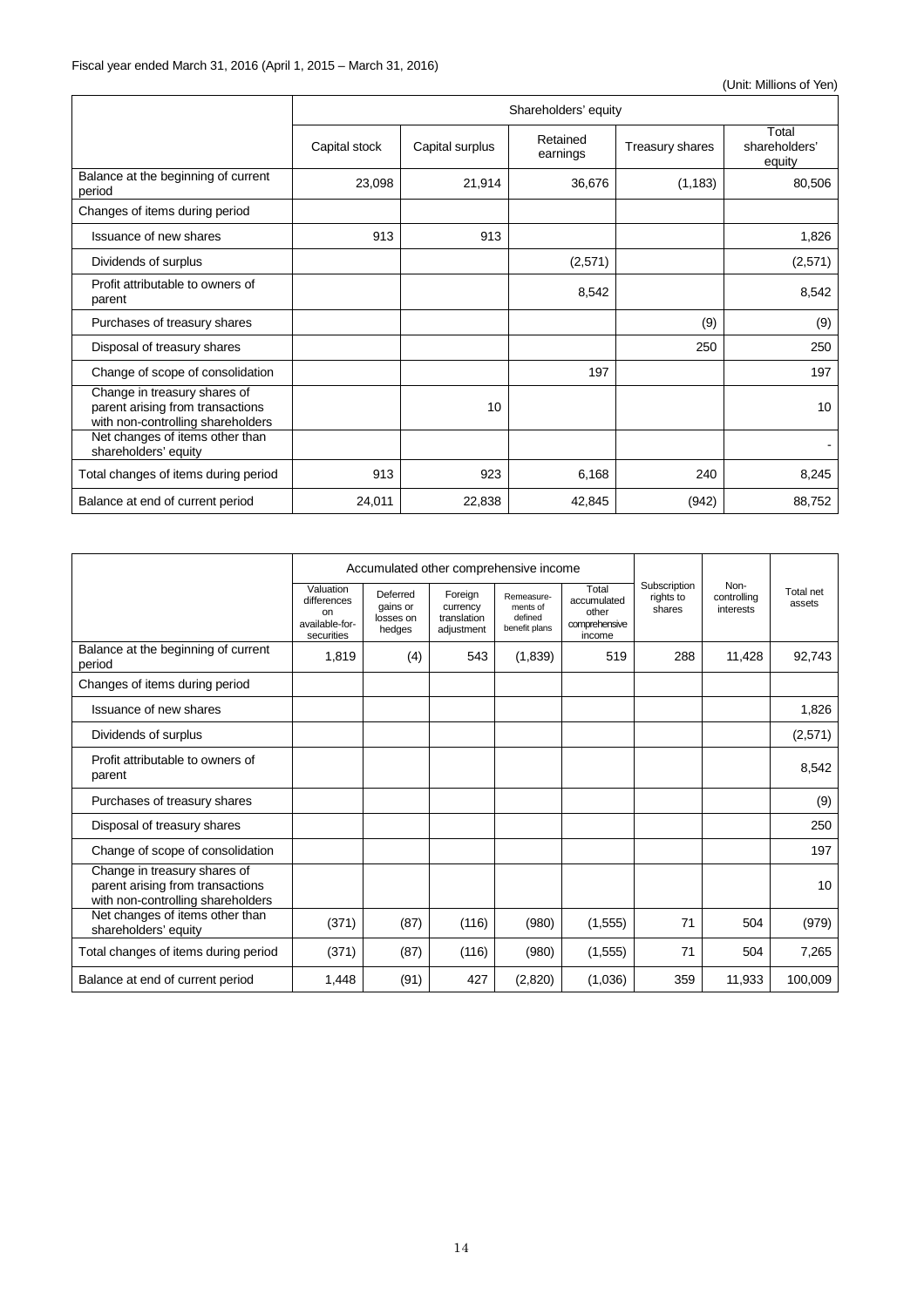Fiscal year ended March 31, 2016 (April 1, 2015 – March 31, 2016)

(Unit: Millions of Yen)

| | Shareholders' equity | | | | |
|---|---|---|---|---|---|
| | Capital stock | Capital surplus | Retained earnings | Treasury shares | Total shareholders' equity |
| Balance at the beginning of current period | 23,098 | 21,914 | 36,676 | (1,183) | 80,506 |
| Changes of items during period | | | | | |
| Issuance of new shares | 913 | 913 | | | 1,826 |
| Dividends of surplus | | | (2,571) | | (2,571) |
| Profit attributable to owners of parent | | | 8,542 | | 8,542 |
| Purchases of treasury shares | | | | (9) | (9) |
| Disposal of treasury shares | | | | 250 | 250 |
| Change of scope of consolidation | | | 197 | | 197 |
| Change in treasury shares of parent arising from transactions with non-controlling shareholders | | 10 | | | 10 |
| Net changes of items other than shareholders' equity | | | | | - |
| Total changes of items during period | 913 | 923 | 6,168 | 240 | 8,245 |
| Balance at end of current period | 24,011 | 22,838 | 42,845 | (942) | 88,752 |

| | Accumulated other comprehensive income | | | | | Subscription rights to shares | Non-controlling interests | Total net assets |
|---|---|---|---|---|---|---|---|---|
| | Valuation differences on available-for-sale securities | Deferred gains or losses on hedges | Foreign currency translation adjustment | Remeasurements of defined benefit plans | Total accumulated other comprehensive income | | | |
| Balance at the beginning of current period | 1,819 | (4) | 543 | (1,839) | 519 | 288 | 11,428 | 92,743 |
| Changes of items during period | | | | | | | | |
| Issuance of new shares | | | | | | | | 1,826 |
| Dividends of surplus | | | | | | | | (2,571) |
| Profit attributable to owners of parent | | | | | | | | 8,542 |
| Purchases of treasury shares | | | | | | | | (9) |
| Disposal of treasury shares | | | | | | | | 250 |
| Change of scope of consolidation | | | | | | | | 197 |
| Change in treasury shares of parent arising from transactions with non-controlling shareholders | | | | | | | | 10 |
| Net changes of items other than shareholders' equity | (371) | (87) | (116) | (980) | (1,555) | 71 | 504 | (979) |
| Total changes of items during period | (371) | (87) | (116) | (980) | (1,555) | 71 | 504 | 7,265 |
| Balance at end of current period | 1,448 | (91) | 427 | (2,820) | (1,036) | 359 | 11,933 | 100,009 |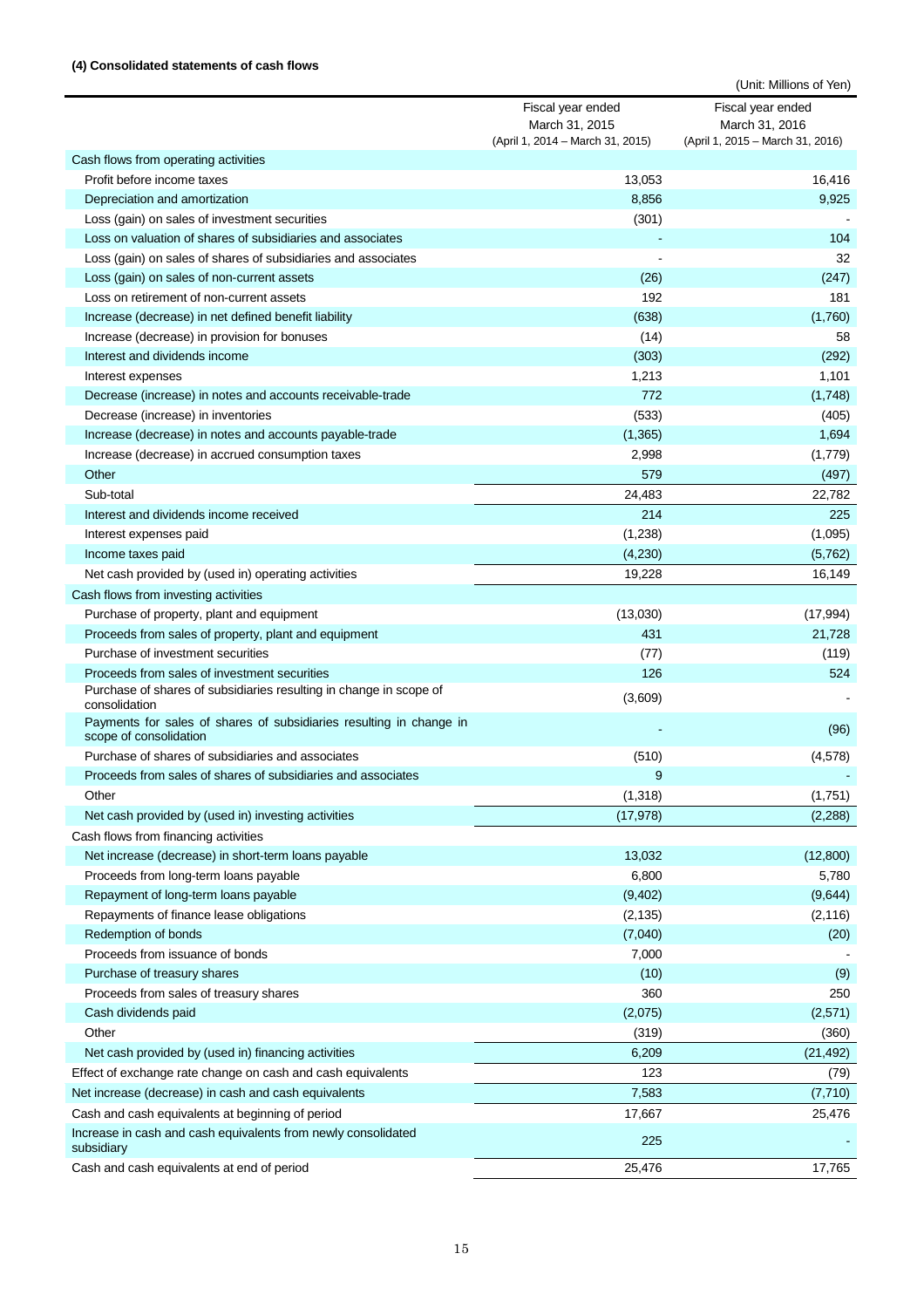#### (4) Consolidated statements of cash flows

(Unit: Millions of Yen)

| | Fiscal year ended March 31, 2015 (April 1, 2014 – March 31, 2015) | Fiscal year ended March 31, 2016 (April 1, 2015 – March 31, 2016) |
|---|---|---|
| Cash flows from operating activities | | |
| Profit before income taxes | 13,053 | 16,416 |
| Depreciation and amortization | 8,856 | 9,925 |
| Loss (gain) on sales of investment securities | (301) | - |
| Loss on valuation of shares of subsidiaries and associates | - | 104 |
| Loss (gain) on sales of shares of subsidiaries and associates | - | 32 |
| Loss (gain) on sales of non-current assets | (26) | (247) |
| Loss on retirement of non-current assets | 192 | 181 |
| Increase (decrease) in net defined benefit liability | (638) | (1,760) |
| Increase (decrease) in provision for bonuses | (14) | 58 |
| Interest and dividends income | (303) | (292) |
| Interest expenses | 1,213 | 1,101 |
| Decrease (increase) in notes and accounts receivable-trade | 772 | (1,748) |
| Decrease (increase) in inventories | (533) | (405) |
| Increase (decrease) in notes and accounts payable-trade | (1,365) | 1,694 |
| Increase (decrease) in accrued consumption taxes | 2,998 | (1,779) |
| Other | 579 | (497) |
| Sub-total | 24,483 | 22,782 |
| Interest and dividends income received | 214 | 225 |
| Interest expenses paid | (1,238) | (1,095) |
| Income taxes paid | (4,230) | (5,762) |
| Net cash provided by (used in) operating activities | 19,228 | 16,149 |
| Cash flows from investing activities | | |
| Purchase of property, plant and equipment | (13,030) | (17,994) |
| Proceeds from sales of property, plant and equipment | 431 | 21,728 |
| Purchase of investment securities | (77) | (119) |
| Proceeds from sales of investment securities | 126 | 524 |
| Purchase of shares of subsidiaries resulting in change in scope of consolidation | (3,609) | - |
| Payments for sales of shares of subsidiaries resulting in change in scope of consolidation | - | (96) |
| Purchase of shares of subsidiaries and associates | (510) | (4,578) |
| Proceeds from sales of shares of subsidiaries and associates | 9 | - |
| Other | (1,318) | (1,751) |
| Net cash provided by (used in) investing activities | (17,978) | (2,288) |
| Cash flows from financing activities | | |
| Net increase (decrease) in short-term loans payable | 13,032 | (12,800) |
| Proceeds from long-term loans payable | 6,800 | 5,780 |
| Repayment of long-term loans payable | (9,402) | (9,644) |
| Repayments of finance lease obligations | (2,135) | (2,116) |
| Redemption of bonds | (7,040) | (20) |
| Proceeds from issuance of bonds | 7,000 | - |
| Purchase of treasury shares | (10) | (9) |
| Proceeds from sales of treasury shares | 360 | 250 |
| Cash dividends paid | (2,075) | (2,571) |
| Other | (319) | (360) |
| Net cash provided by (used in) financing activities | 6,209 | (21,492) |
| Effect of exchange rate change on cash and cash equivalents | 123 | (79) |
| Net increase (decrease) in cash and cash equivalents | 7,583 | (7,710) |
| Cash and cash equivalents at beginning of period | 17,667 | 25,476 |
| Increase in cash and cash equivalents from newly consolidated subsidiary | 225 | - |
| Cash and cash equivalents at end of period | 25,476 | 17,765 |